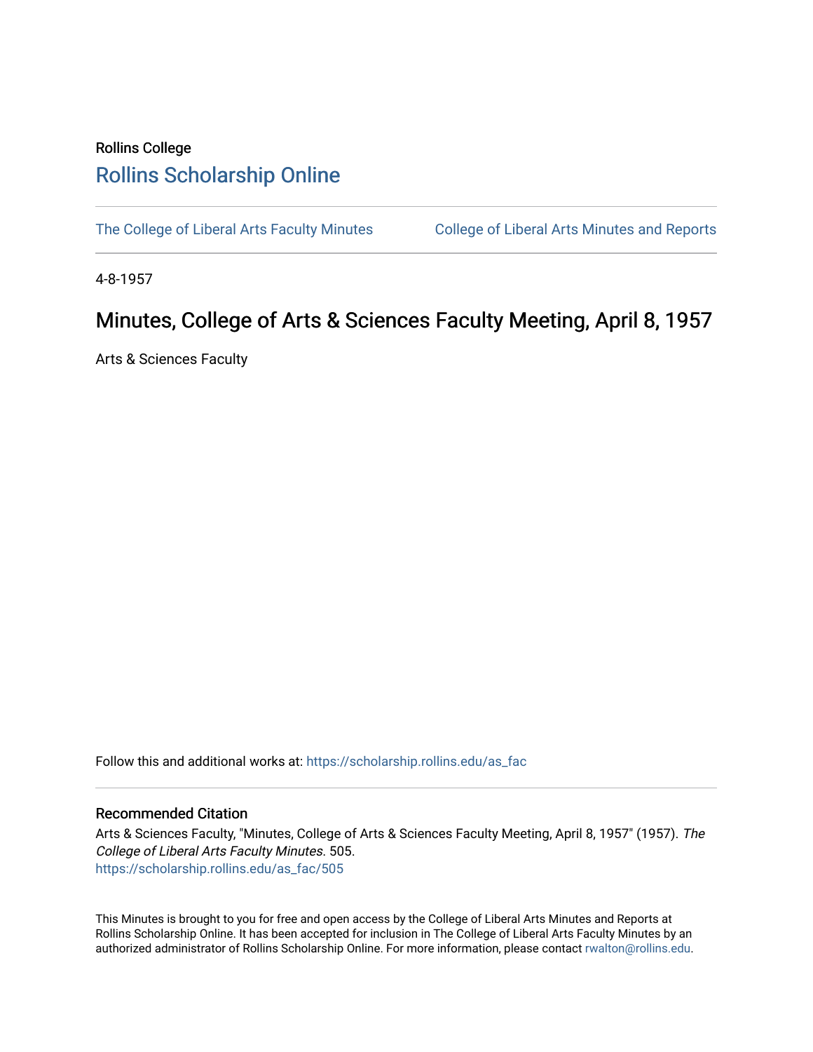Rollins College

# Rollins Scholarship Online

The College of Liberal Arts Faculty Minutes

College of Liberal Arts Minutes and Reports

4-8-1957

## Minutes, College of Arts & Sciences Faculty Meeting, April 8, 1957

Arts & Sciences Faculty

Follow this and additional works at: https://scholarship.rollins.edu/as_fac

### Recommended Citation

Arts & Sciences Faculty, "Minutes, College of Arts & Sciences Faculty Meeting, April 8, 1957" (1957). *The College of Liberal Arts Faculty Minutes*. 505.
https://scholarship.rollins.edu/as_fac/505

This Minutes is brought to you for free and open access by the College of Liberal Arts Minutes and Reports at Rollins Scholarship Online. It has been accepted for inclusion in The College of Liberal Arts Faculty Minutes by an authorized administrator of Rollins Scholarship Online. For more information, please contact rwalton@rollins.edu.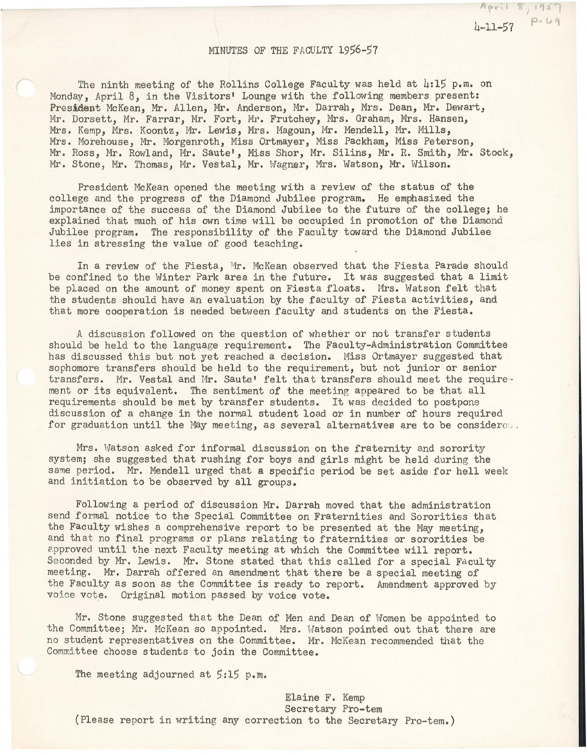April 8, 1957
4-11-57 p. 69

# MINUTES OF THE FACULTY 1956-57

The ninth meeting of the Rollins College Faculty was held at 4:15 p.m. on Monday, April 8, in the Visitors' Lounge with the following members present: President McKean, Mr. Allen, Mr. Anderson, Mr. Darrah, Mrs. Dean, Mr. Dewart, Mr. Dorsett, Mr. Farrar, Mr. Fort, Mr. Frutchey, Mrs. Graham, Mrs. Hansen, Mrs. Kemp, Mrs. Koontz, Mr. Lewis, Mrs. Magoun, Mr. Mendell, Mr. Mills, Mrs. Morehouse, Mr. Morgenroth, Miss Ortmayer, Miss Packham, Miss Peterson, Mr. Ross, Mr. Rowland, Mr. Saute', Miss Shor, Mr. Silins, Mr. R. Smith, Mr. Stock, Mr. Stone, Mr. Thomas, Mr. Vestal, Mr. Wagner, Mrs. Watson, Mr. Wilson.

President McKean opened the meeting with a review of the status of the college and the progress of the Diamond Jubilee program. He emphasized the importance of the success of the Diamond Jubilee to the future of the college; he explained that much of his own time will be occupied in promotion of the Diamond Jubilee program. The responsibility of the Faculty toward the Diamond Jubilee lies in stressing the value of good teaching.

In a review of the Fiesta, Mr. McKean observed that the Fiesta Parade should be confined to the Winter Park area in the future. It was suggested that a limit be placed on the amount of money spent on Fiesta floats. Mrs. Watson felt that the students should have an evaluation by the faculty of Fiesta activities, and that more cooperation is needed between faculty and students on the Fiesta.

A discussion followed on the question of whether or not transfer students should be held to the language requirement. The Faculty-Administration Committee has discussed this but not yet reached a decision. Miss Ortmayer suggested that sophomore transfers should be held to the requirement, but not junior or senior transfers. Mr. Vestal and Mr. Saute' felt that transfers should meet the requirement or its equivalent. The sentiment of the meeting appeared to be that all requirements should be met by transfer students. It was decided to postpone discussion of a change in the normal student load or in number of hours required for graduation until the May meeting, as several alternatives are to be considered.

Mrs. Watson asked for informal discussion on the fraternity and sorority system; she suggested that rushing for boys and girls might be held during the same period. Mr. Mendell urged that a specific period be set aside for hell week and initiation to be observed by all groups.

Following a period of discussion Mr. Darrah moved that the administration send formal notice to the Special Committee on Fraternities and Sororities that the Faculty wishes a comprehensive report to be presented at the May meeting, and that no final programs or plans relating to fraternities or sororities be approved until the next Faculty meeting at which the Committee will report. Seconded by Mr. Lewis. Mr. Stone stated that this called for a special Faculty meeting. Mr. Darrah offered an amendment that there be a special meeting of the Faculty as soon as the Committee is ready to report. Amendment approved by voice vote. Original motion passed by voice vote.

Mr. Stone suggested that the Dean of Men and Dean of Women be appointed to the Committee; Mr. McKean so appointed. Mrs. Watson pointed out that there are no student representatives on the Committee. Mr. McKean recommended that the Committee choose students to join the Committee.

The meeting adjourned at 5:15 p.m.

Elaine F. Kemp
Secretary Pro-tem

(Please report in writing any correction to the Secretary Pro-tem.)